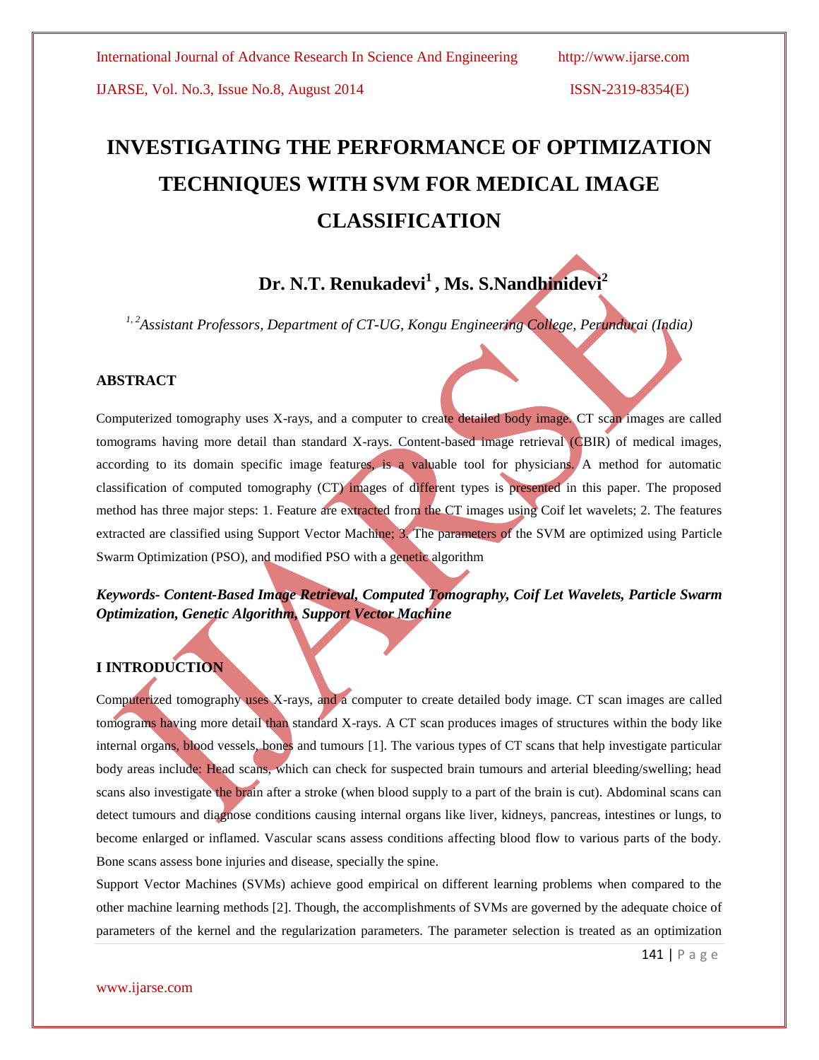# INVESTIGATING THE PERFORMANCE OF OPTIMIZATION TECHNIQUES WITH SVM FOR MEDICAL IMAGE CLASSIFICATION

**Dr. N.T. Renukadevi[1] , Ms. S.Nandhinidevi[2]**

*[1, 2]Assistant Professors, Department of CT-UG, Kongu Engineering College, Perundurai (India)*

## ABSTRACT

Computerized tomography uses X-rays, and a computer to create detailed body image. CT scan images are called tomograms having more detail than standard X-rays. Content-based image retrieval (CBIR) of medical images, according to its domain specific image features, is a valuable tool for physicians. A method for automatic classification of computed tomography (CT) images of different types is presented in this paper. The proposed method has three major steps: 1. Feature are extracted from the CT images using Coif let wavelets; 2. The features extracted are classified using Support Vector Machine; 3. The parameters of the SVM are optimized using Particle Swarm Optimization (PSO), and modified PSO with a genetic algorithm

***Keywords- Content-Based Image Retrieval, Computed Tomography, Coif Let Wavelets, Particle Swarm Optimization, Genetic Algorithm, Support Vector Machine***

## I INTRODUCTION

Computerized tomography uses X-rays, and a computer to create detailed body image. CT scan images are called tomograms having more detail than standard X-rays. A CT scan produces images of structures within the body like internal organs, blood vessels, bones and tumours [1]. The various types of CT scans that help investigate particular body areas include: Head scans, which can check for suspected brain tumours and arterial bleeding/swelling; head scans also investigate the brain after a stroke (when blood supply to a part of the brain is cut). Abdominal scans can detect tumours and diagnose conditions causing internal organs like liver, kidneys, pancreas, intestines or lungs, to become enlarged or inflamed. Vascular scans assess conditions affecting blood flow to various parts of the body. Bone scans assess bone injuries and disease, specially the spine.

Support Vector Machines (SVMs) achieve good empirical on different learning problems when compared to the other machine learning methods [2]. Though, the accomplishments of SVMs are governed by the adequate choice of parameters of the kernel and the regularization parameters. The parameter selection is treated as an optimization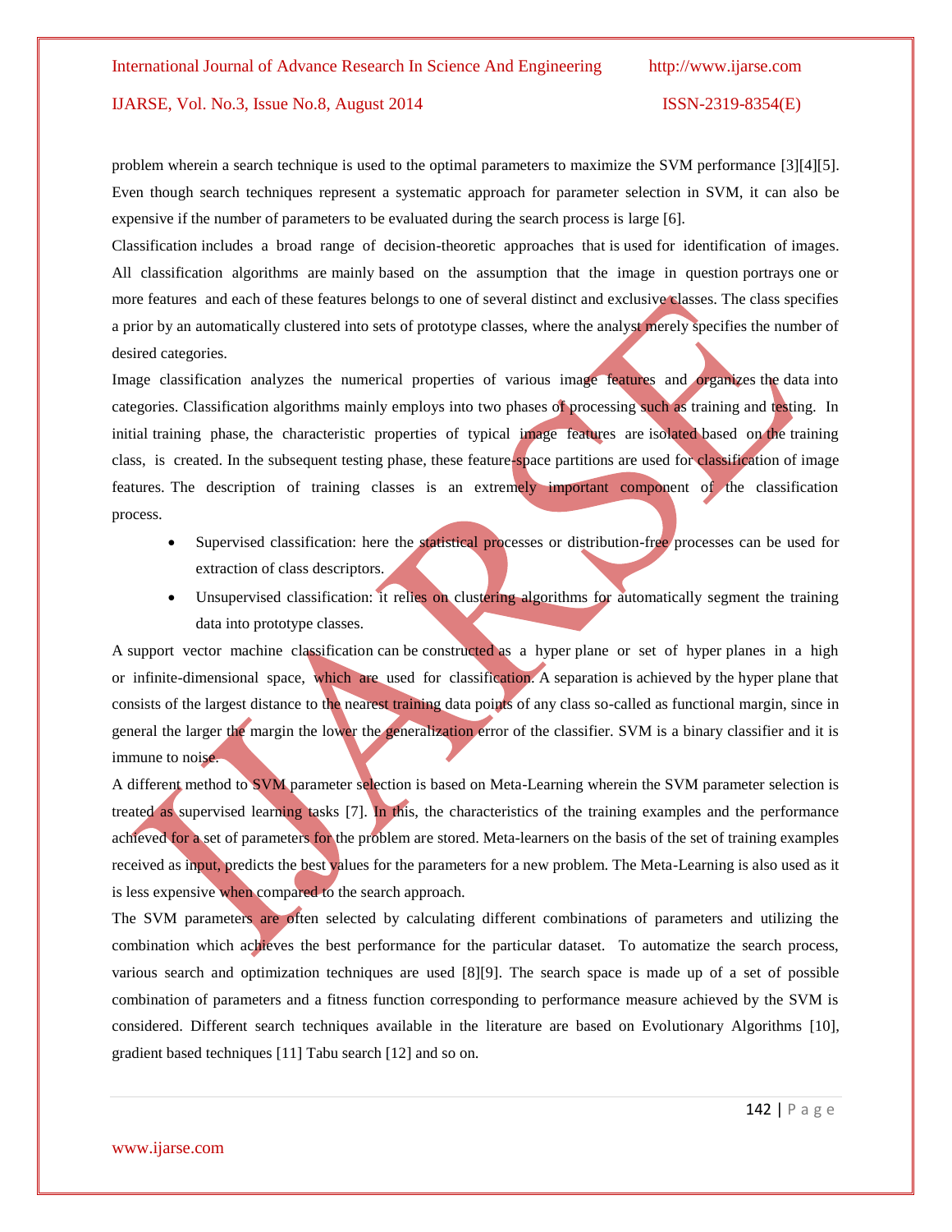problem wherein a search technique is used to the optimal parameters to maximize the SVM performance [3][4][5]. Even though search techniques represent a systematic approach for parameter selection in SVM, it can also be expensive if the number of parameters to be evaluated during the search process is large [6].

Classification includes a broad range of decision-theoretic approaches that is used for identification of images. All classification algorithms are mainly based on the assumption that the image in question portrays one or more features and each of these features belongs to one of several distinct and exclusive classes. The class specifies a prior by an automatically clustered into sets of prototype classes, where the analyst merely specifies the number of desired categories.

Image classification analyzes the numerical properties of various image features and organizes the data into categories. Classification algorithms mainly employs into two phases of processing such as training and testing. In initial training phase, the characteristic properties of typical image features are isolated based on the training class, is created. In the subsequent testing phase, these feature-space partitions are used for classification of image features. The description of training classes is an extremely important component of the classification process.

- Supervised classification: here the statistical processes or distribution-free processes can be used for extraction of class descriptors.
- Unsupervised classification: it relies on clustering algorithms for automatically segment the training data into prototype classes.

A support vector machine classification can be constructed as a hyper plane or set of hyper planes in a high or infinite-dimensional space, which are used for classification. A separation is achieved by the hyper plane that consists of the largest distance to the nearest training data points of any class so-called as functional margin, since in general the larger the margin the lower the generalization error of the classifier. SVM is a binary classifier and it is immune to noise.

A different method to SVM parameter selection is based on Meta-Learning wherein the SVM parameter selection is treated as supervised learning tasks [7]. In this, the characteristics of the training examples and the performance achieved for a set of parameters for the problem are stored. Meta-learners on the basis of the set of training examples received as input, predicts the best values for the parameters for a new problem. The Meta-Learning is also used as it is less expensive when compared to the search approach.

The SVM parameters are often selected by calculating different combinations of parameters and utilizing the combination which achieves the best performance for the particular dataset. To automatize the search process, various search and optimization techniques are used [8][9]. The search space is made up of a set of possible combination of parameters and a fitness function corresponding to performance measure achieved by the SVM is considered. Different search techniques available in the literature are based on Evolutionary Algorithms [10], gradient based techniques [11] Tabu search [12] and so on.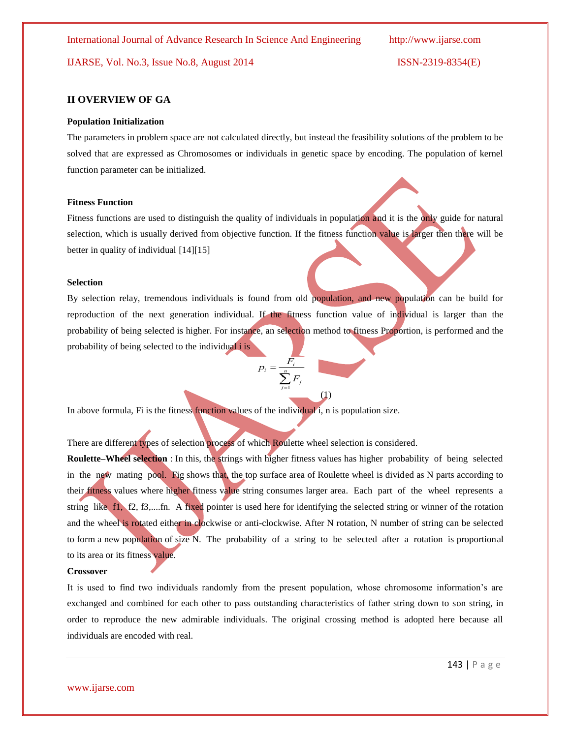## II OVERVIEW OF GA

**Population Initialization**

The parameters in problem space are not calculated directly, but instead the feasibility solutions of the problem to be solved that are expressed as Chromosomes or individuals in genetic space by encoding. The population of kernel function parameter can be initialized.

**Fitness Function**

Fitness functions are used to distinguish the quality of individuals in population and it is the only guide for natural selection, which is usually derived from objective function. If the fitness function value is larger then there will be better in quality of individual [14][15]

**Selection**

By selection relay, tremendous individuals is found from old population, and new population can be build for reproduction of the next generation individual. If the fitness function value of individual is larger than the probability of being selected is higher. For instance, an selection method to fitness Proportion, is performed and the probability of being selected to the individual i is

$$P_i = \frac{F_i}{\sum_{j=1}^{n} F_j} \quad (1)$$

In above formula, Fi is the fitness function values of the individual i, n is population size.

There are different types of selection process of which Roulette wheel selection is considered.

**Roulette–Wheel selection** : In this, the strings with higher fitness values has higher probability of being selected in the new mating pool. Fig shows that, the top surface area of Roulette wheel is divided as N parts according to their fitness values where higher fitness value string consumes larger area. Each part of the wheel represents a string like f1, f2, f3,....fn. A fixed pointer is used here for identifying the selected string or winner of the rotation and the wheel is rotated either in clockwise or anti-clockwise. After N rotation, N number of string can be selected to form a new population of size N. The probability of a string to be selected after a rotation is proportional to its area or its fitness value.

**Crossover**

It is used to find two individuals randomly from the present population, whose chromosome information's are exchanged and combined for each other to pass outstanding characteristics of father string down to son string, in order to reproduce the new admirable individuals. The original crossing method is adopted here because all individuals are encoded with real.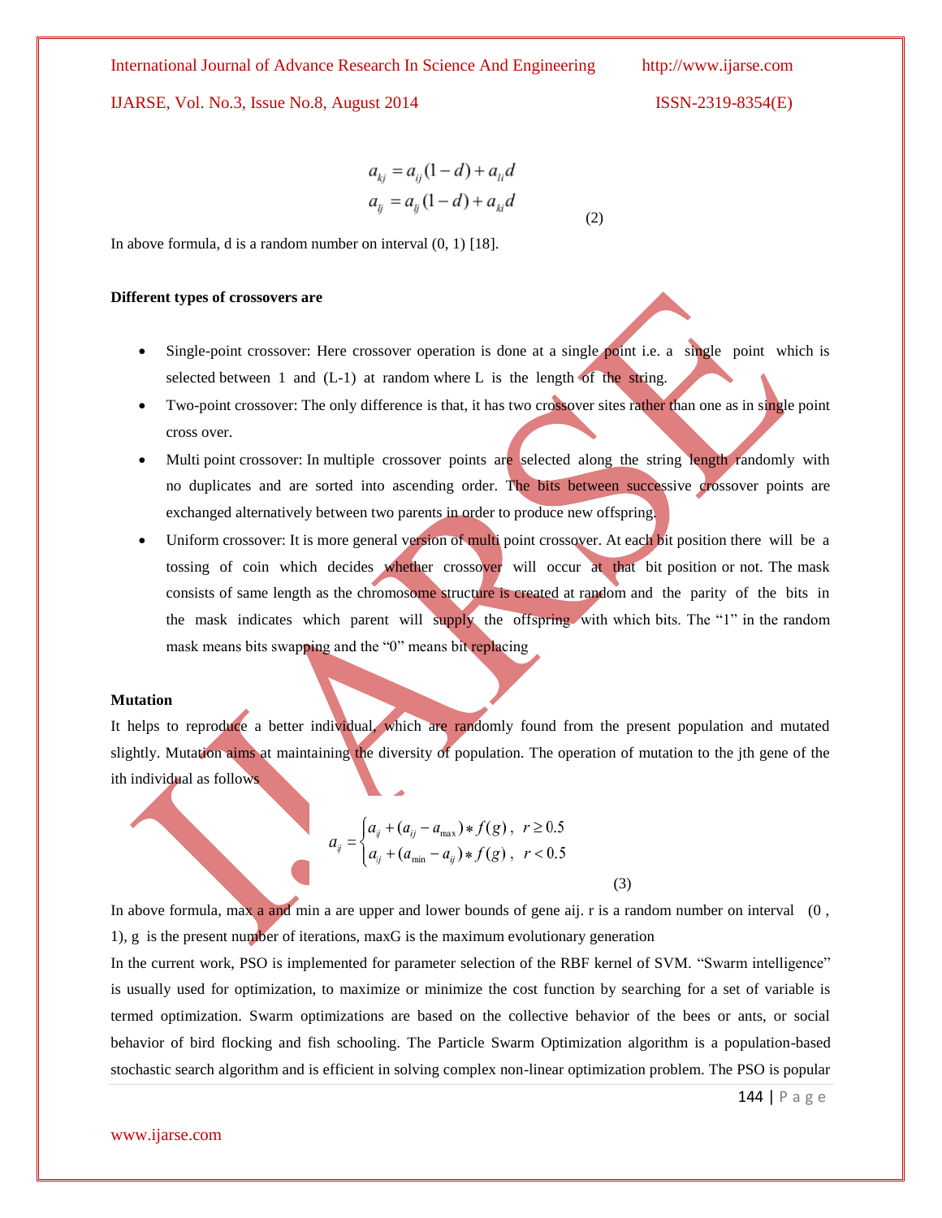$$a_{kj} = a_{ij}(1-d) + a_{li}d$$
$$a_{lj} = a_{lj}(1-d) + a_{ki}d \tag{2}$$

In above formula, d is a random number on interval (0, 1) [18].

**Different types of crossovers are**

- Single-point crossover: Here crossover operation is done at a single point i.e. a single point which is selected between 1 and (L-1) at random where L is the length of the string.
- Two-point crossover: The only difference is that, it has two crossover sites rather than one as in single point cross over.
- Multi point crossover: In multiple crossover points are selected along the string length randomly with no duplicates and are sorted into ascending order. The bits between successive crossover points are exchanged alternatively between two parents in order to produce new offspring.
- Uniform crossover: It is more general version of multi point crossover. At each bit position there will be a tossing of coin which decides whether crossover will occur at that bit position or not. The mask consists of same length as the chromosome structure is created at random and the parity of the bits in the mask indicates which parent will supply the offspring with which bits. The "1" in the random mask means bits swapping and the "0" means bit replacing

**Mutation**

It helps to reproduce a better individual, which are randomly found from the present population and mutated slightly. Mutation aims at maintaining the diversity of population. The operation of mutation to the jth gene of the ith individual as follows

$$a_{ij} = \begin{cases} a_{ij} + (a_{ij} - a_{\max}) * f(g), & r \geq 0.5 \\ a_{ij} + (a_{\min} - a_{ij}) * f(g), & r < 0.5 \end{cases} \tag{3}$$

In above formula, max a and min a are upper and lower bounds of gene aij. r is a random number on interval (0 , 1), g is the present number of iterations, maxG is the maximum evolutionary generation

In the current work, PSO is implemented for parameter selection of the RBF kernel of SVM. "Swarm intelligence" is usually used for optimization, to maximize or minimize the cost function by searching for a set of variable is termed optimization. Swarm optimizations are based on the collective behavior of the bees or ants, or social behavior of bird flocking and fish schooling. The Particle Swarm Optimization algorithm is a population-based stochastic search algorithm and is efficient in solving complex non-linear optimization problem. The PSO is popular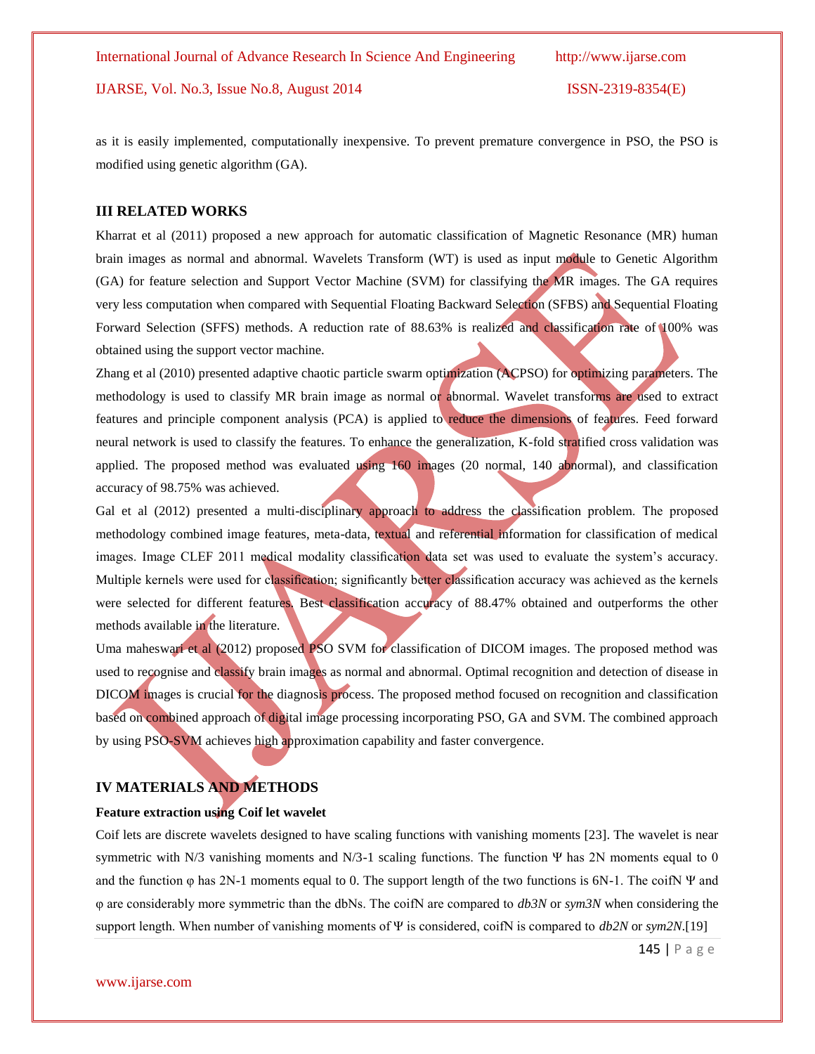as it is easily implemented, computationally inexpensive. To prevent premature convergence in PSO, the PSO is modified using genetic algorithm (GA).

## III RELATED WORKS

Kharrat et al (2011) proposed a new approach for automatic classification of Magnetic Resonance (MR) human brain images as normal and abnormal. Wavelets Transform (WT) is used as input module to Genetic Algorithm (GA) for feature selection and Support Vector Machine (SVM) for classifying the MR images. The GA requires very less computation when compared with Sequential Floating Backward Selection (SFBS) and Sequential Floating Forward Selection (SFFS) methods. A reduction rate of 88.63% is realized and classification rate of 100% was obtained using the support vector machine.

Zhang et al (2010) presented adaptive chaotic particle swarm optimization (ACPSO) for optimizing parameters. The methodology is used to classify MR brain image as normal or abnormal. Wavelet transforms are used to extract features and principle component analysis (PCA) is applied to reduce the dimensions of features. Feed forward neural network is used to classify the features. To enhance the generalization, K-fold stratified cross validation was applied. The proposed method was evaluated using 160 images (20 normal, 140 abnormal), and classification accuracy of 98.75% was achieved.

Gal et al (2012) presented a multi-disciplinary approach to address the classification problem. The proposed methodology combined image features, meta-data, textual and referential information for classification of medical images. Image CLEF 2011 medical modality classification data set was used to evaluate the system's accuracy. Multiple kernels were used for classification; significantly better classification accuracy was achieved as the kernels were selected for different features. Best classification accuracy of 88.47% obtained and outperforms the other methods available in the literature.

Uma maheswari et al (2012) proposed PSO SVM for classification of DICOM images. The proposed method was used to recognise and classify brain images as normal and abnormal. Optimal recognition and detection of disease in DICOM images is crucial for the diagnosis process. The proposed method focused on recognition and classification based on combined approach of digital image processing incorporating PSO, GA and SVM. The combined approach by using PSO-SVM achieves high approximation capability and faster convergence.

## IV MATERIALS AND METHODS

### Feature extraction using Coif let wavelet

Coif lets are discrete wavelets designed to have scaling functions with vanishing moments [23]. The wavelet is near symmetric with N/3 vanishing moments and N/3-1 scaling functions. The function Ψ has 2N moments equal to 0 and the function φ has 2N-1 moments equal to 0. The support length of the two functions is 6N-1. The coifN Ψ and φ are considerably more symmetric than the dbNs. The coifN are compared to *db3N* or *sym3N* when considering the support length. When number of vanishing moments of Ψ is considered, coifN is compared to *db2N* or *sym2N*.[19]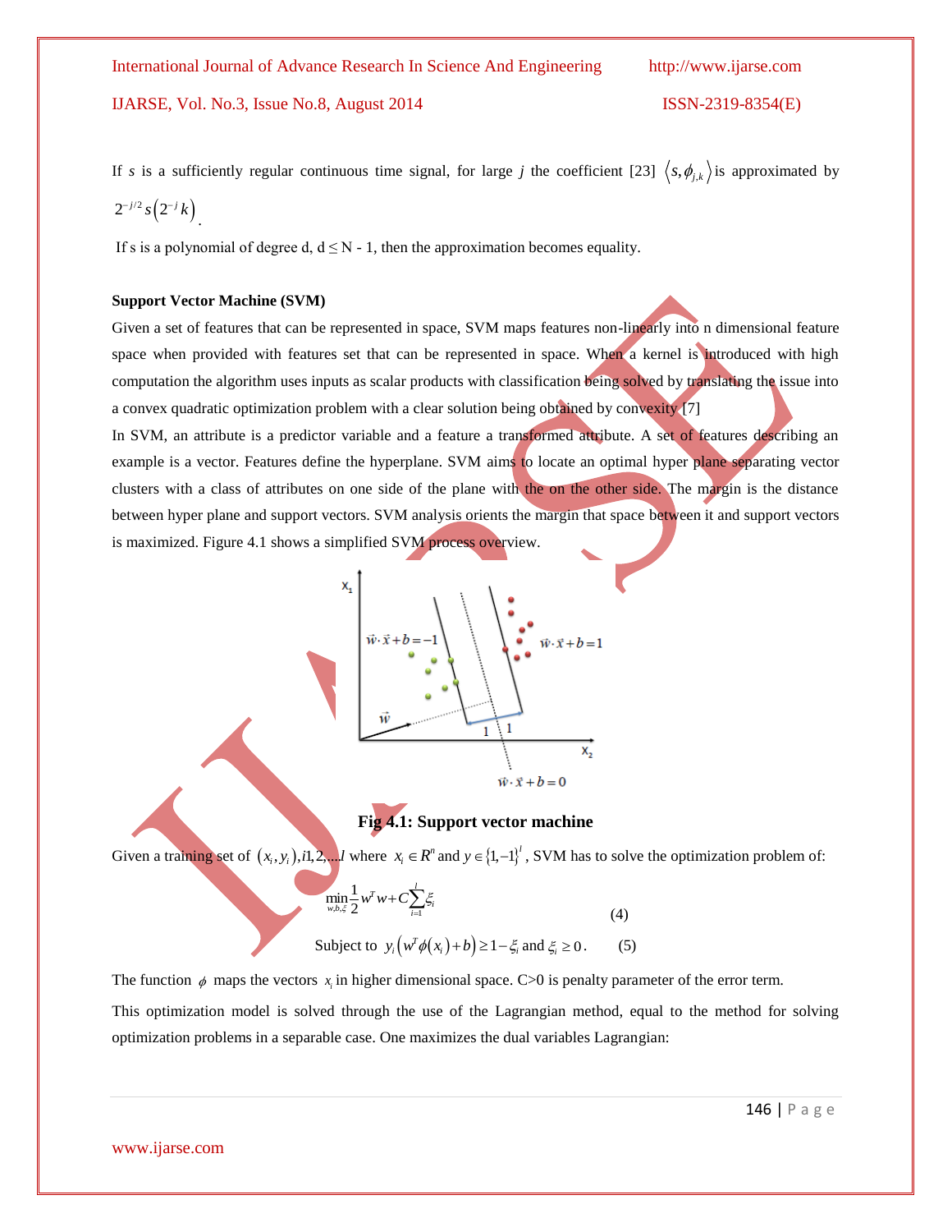If $s$ is a sufficiently regular continuous time signal, for large $j$ the coefficient [23] $\langle s, \phi_{j,k} \rangle$ is approximated by $2^{-j/2} s(2^{-j}k)$.

If s is a polynomial of degree d, d ≤ N - 1, then the approximation becomes equality.

**Support Vector Machine (SVM)**

Given a set of features that can be represented in space, SVM maps features non-linearly into n dimensional feature space when provided with features set that can be represented in space. When a kernel is introduced with high computation the algorithm uses inputs as scalar products with classification being solved by translating the issue into a convex quadratic optimization problem with a clear solution being obtained by convexity [7]

In SVM, an attribute is a predictor variable and a feature a transformed attribute. A set of features describing an example is a vector. Features define the hyperplane. SVM aims to locate an optimal hyper plane separating vector clusters with a class of attributes on one side of the plane with the on the other side. The margin is the distance between hyper plane and support vectors. SVM analysis orients the margin that space between it and support vectors is maximized. Figure 4.1 shows a simplified SVM process overview.

**Fig 4.1: Support vector machine**

Given a training set of $(x_i, y_i), i1,2,....l$ where $x_i \in R^n$ and $y \in \{1,-1\}^l$, SVM has to solve the optimization problem of:

$$\min_{w,b,\xi} \frac{1}{2} w^T w + C \sum_{i=1}^{l} \xi_i \tag{4}$$

$$\text{Subject to } \; y_i \left( w^T \phi(x_i) + b \right) \geq 1 - \xi_i \text{ and } \xi_i \geq 0. \tag{5}$$

The function $\phi$ maps the vectors $x_i$ in higher dimensional space. C>0 is penalty parameter of the error term.

This optimization model is solved through the use of the Lagrangian method, equal to the method for solving optimization problems in a separable case. One maximizes the dual variables Lagrangian: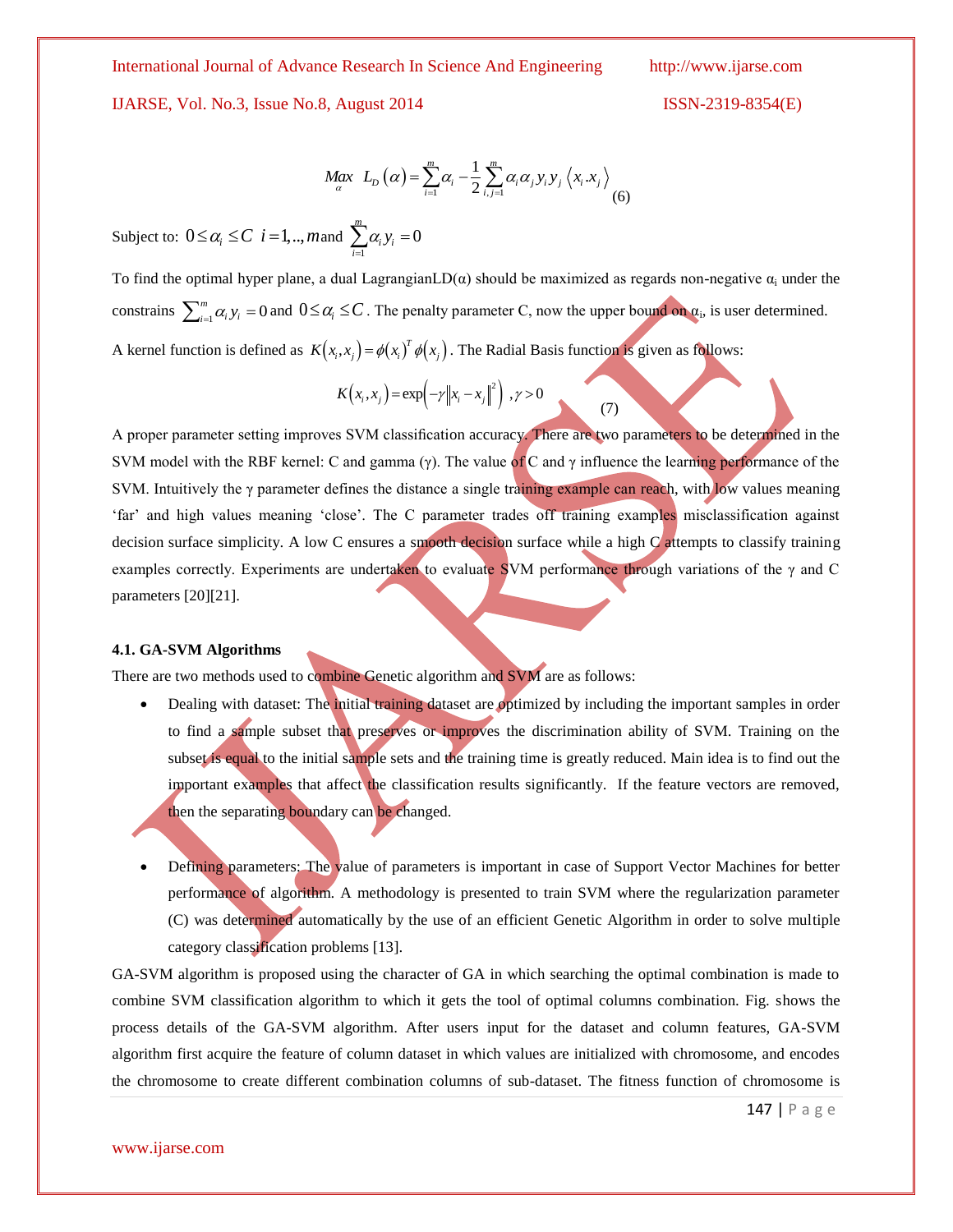$$\underset{\alpha}{Max}\ \ L_D(\alpha) = \sum_{i=1}^{m} \alpha_i - \frac{1}{2} \sum_{i,j=1}^{m} \alpha_i \alpha_j y_i y_j \langle x_i . x_j \rangle \quad (6)$$

Subject to: $0 \leq \alpha_i \leq C \ \ i = 1,..,m$ and $\sum_{i=1}^{m} \alpha_i y_i = 0$

To find the optimal hyper plane, a dual LagrangianLD(α) should be maximized as regards non-negative $\alpha_i$ under the constrains $\sum_{i=1}^{m} \alpha_i y_i = 0$ and $0 \leq \alpha_i \leq C$. The penalty parameter C, now the upper bound on $\alpha_i$, is user determined.

A kernel function is defined as $K(x_i, x_j) = \phi(x_i)^T \phi(x_j)$. The Radial Basis function is given as follows:

$$K(x_i, x_j) = \exp\left(-\gamma \|x_i - x_j\|^2\right) \ , \gamma > 0 \quad (7)$$

A proper parameter setting improves SVM classification accuracy. There are two parameters to be determined in the SVM model with the RBF kernel: C and gamma (γ). The value of C and γ influence the learning performance of the SVM. Intuitively the γ parameter defines the distance a single training example can reach, with low values meaning 'far' and high values meaning 'close'. The C parameter trades off training examples misclassification against decision surface simplicity. A low C ensures a smooth decision surface while a high C attempts to classify training examples correctly. Experiments are undertaken to evaluate SVM performance through variations of the γ and C parameters [20][21].

#### 4.1. GA-SVM Algorithms

There are two methods used to combine Genetic algorithm and SVM are as follows:

- Dealing with dataset: The initial training dataset are optimized by including the important samples in order to find a sample subset that preserves or improves the discrimination ability of SVM. Training on the subset is equal to the initial sample sets and the training time is greatly reduced. Main idea is to find out the important examples that affect the classification results significantly. If the feature vectors are removed, then the separating boundary can be changed.

- Defining parameters: The value of parameters is important in case of Support Vector Machines for better performance of algorithm. A methodology is presented to train SVM where the regularization parameter (C) was determined automatically by the use of an efficient Genetic Algorithm in order to solve multiple category classification problems [13].

GA-SVM algorithm is proposed using the character of GA in which searching the optimal combination is made to combine SVM classification algorithm to which it gets the tool of optimal columns combination. Fig. shows the process details of the GA-SVM algorithm. After users input for the dataset and column features, GA-SVM algorithm first acquire the feature of column dataset in which values are initialized with chromosome, and encodes the chromosome to create different combination columns of sub-dataset. The fitness function of chromosome is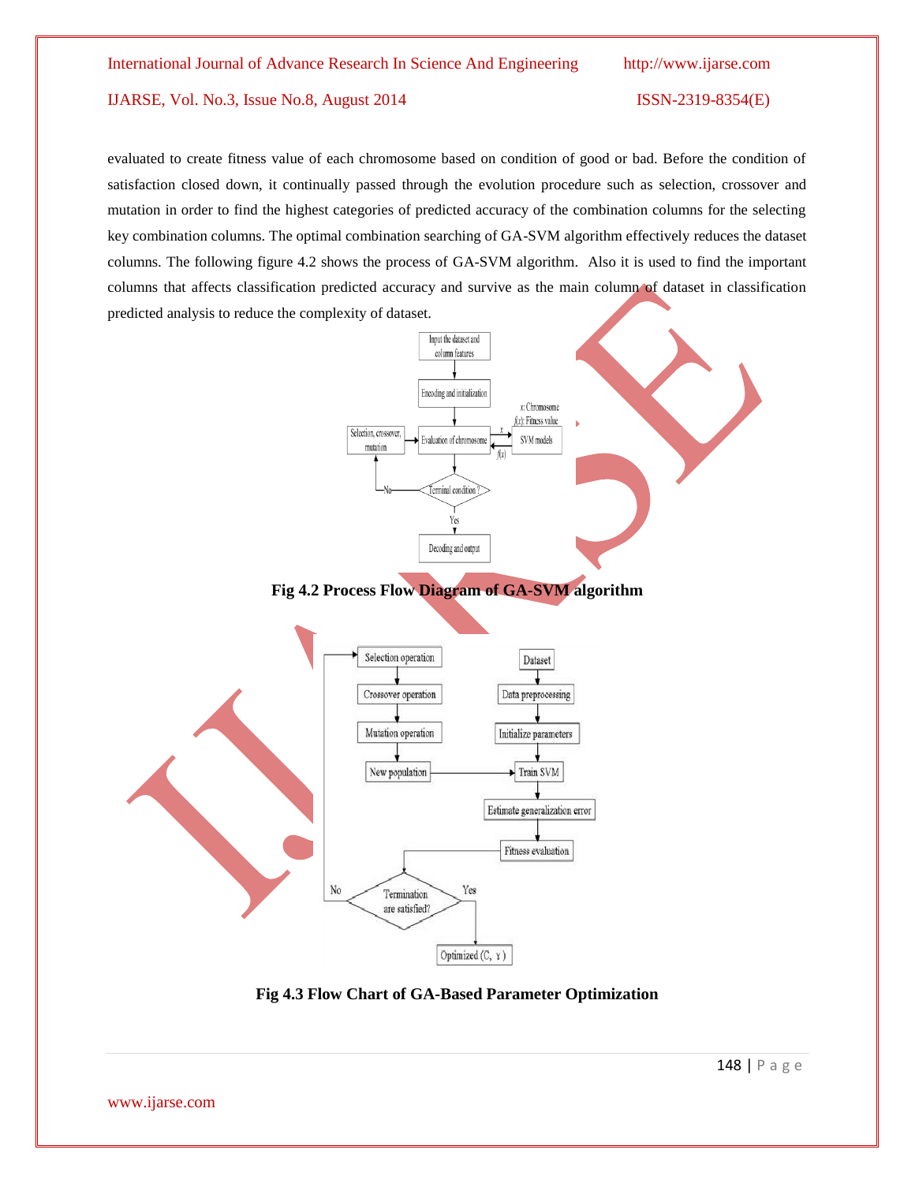evaluated to create fitness value of each chromosome based on condition of good or bad. Before the condition of satisfaction closed down, it continually passed through the evolution procedure such as selection, crossover and mutation in order to find the highest categories of predicted accuracy of the combination columns for the selecting key combination columns. The optimal combination searching of GA-SVM algorithm effectively reduces the dataset columns. The following figure 4.2 shows the process of GA-SVM algorithm. Also it is used to find the important columns that affects classification predicted accuracy and survive as the main column of dataset in classification predicted analysis to reduce the complexity of dataset.

**Fig 4.2 Process Flow Diagram of GA-SVM algorithm**

**Fig 4.3 Flow Chart of GA-Based Parameter Optimization**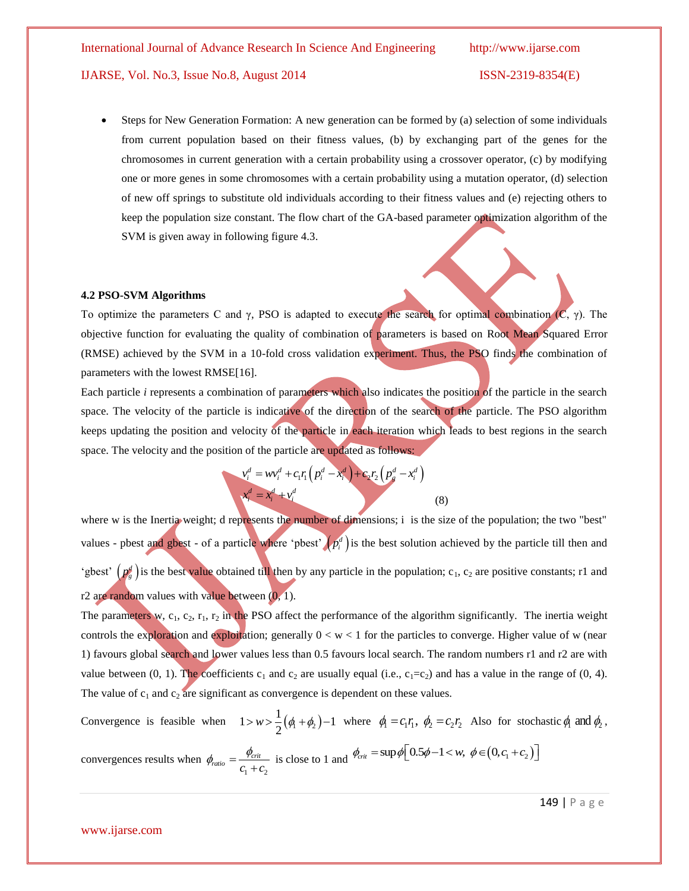- Steps for New Generation Formation: A new generation can be formed by (a) selection of some individuals from current population based on their fitness values, (b) by exchanging part of the genes for the chromosomes in current generation with a certain probability using a crossover operator, (c) by modifying one or more genes in some chromosomes with a certain probability using a mutation operator, (d) selection of new off springs to substitute old individuals according to their fitness values and (e) rejecting others to keep the population size constant. The flow chart of the GA-based parameter optimization algorithm of the SVM is given away in following figure 4.3.

**4.2 PSO-SVM Algorithms**

To optimize the parameters C and γ, PSO is adapted to execute the search for optimal combination (C, γ). The objective function for evaluating the quality of combination of parameters is based on Root Mean Squared Error (RMSE) achieved by the SVM in a 10-fold cross validation experiment. Thus, the PSO finds the combination of parameters with the lowest RMSE[16].

Each particle *i* represents a combination of parameters which also indicates the position of the particle in the search space. The velocity of the particle is indicative of the direction of the search of the particle. The PSO algorithm keeps updating the position and velocity of the particle in each iteration which leads to best regions in the search space. The velocity and the position of the particle are updated as follows:

$$v_i^d = wv_i^d + c_1 r_1 \left(p_i^d - x_i^d\right) + c_2 r_2 \left(p_g^d - x_i^d\right)$$
$$x_i^d = x_i^d + v_i^d \qquad (8)$$

where w is the Inertia weight; d represents the number of dimensions; i is the size of the population; the two "best" values - pbest and gbest - of a particle where 'pbest' $\left(p_i^d\right)$ is the best solution achieved by the particle till then and 'gbest' $\left(p_g^d\right)$ is the best value obtained till then by any particle in the population; $c_1$, $c_2$ are positive constants; r1 and r2 are random values with value between (0, 1).

The parameters w, $c_1$, $c_2$, $r_1$, $r_2$ in the PSO affect the performance of the algorithm significantly. The inertia weight controls the exploration and exploitation; generally $0 < w < 1$ for the particles to converge. Higher value of w (near 1) favours global search and lower values less than 0.5 favours local search. The random numbers r1 and r2 are with value between (0, 1). The coefficients $c_1$ and $c_2$ are usually equal (i.e., $c_1$=$c_2$) and has a value in the range of (0, 4). The value of $c_1$ and $c_2$ are significant as convergence is dependent on these values.

Convergence is feasible when $1 > w > \frac{1}{2}(\phi_1 + \phi_2) - 1$ where $\phi_1 = c_1 r_1,\ \phi_2 = c_2 r_2$ Also for stochastic $\phi_1$ and $\phi_2$, convergences results when $\phi_{ratio} = \frac{\phi_{crit}}{c_1 + c_2}$ is close to 1 and $\phi_{crit} = \sup \phi \left[0.5\phi - 1 < w,\ \phi \in \left(0, c_1 + c_2\right)\right]$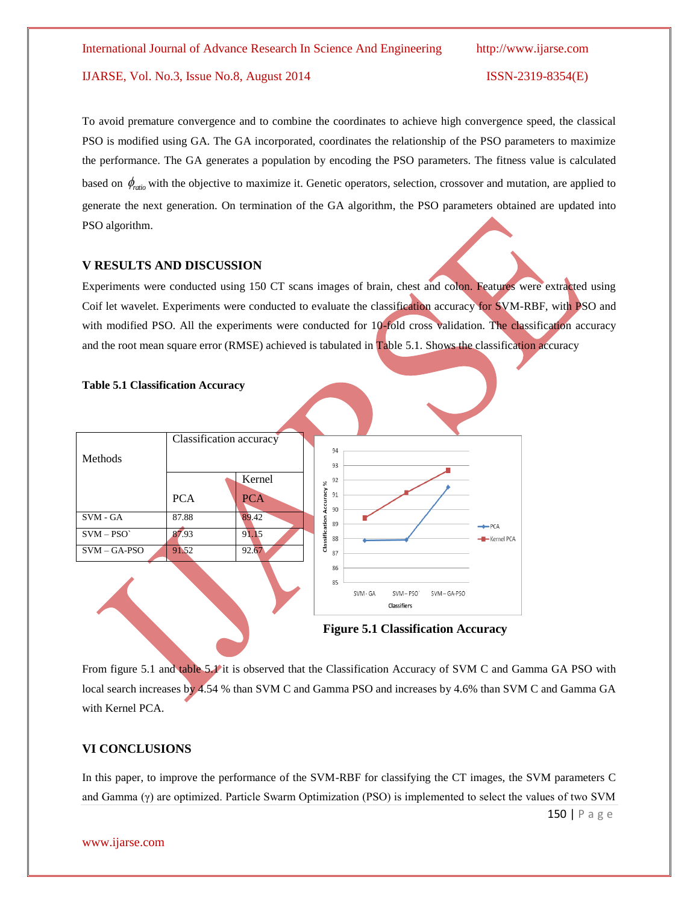To avoid premature convergence and to combine the coordinates to achieve high convergence speed, the classical PSO is modified using GA. The GA incorporated, coordinates the relationship of the PSO parameters to maximize the performance. The GA generates a population by encoding the PSO parameters. The fitness value is calculated based on $\phi_{ratio}$ with the objective to maximize it. Genetic operators, selection, crossover and mutation, are applied to generate the next generation. On termination of the GA algorithm, the PSO parameters obtained are updated into PSO algorithm.

## V RESULTS AND DISCUSSION

Experiments were conducted using 150 CT scans images of brain, chest and colon. Features were extracted using Coif let wavelet. Experiments were conducted to evaluate the classification accuracy for SVM-RBF, with PSO and with modified PSO. All the experiments were conducted for 10-fold cross validation. The classification accuracy and the root mean square error (RMSE) achieved is tabulated in Table 5.1. Shows the classification accuracy

**Table 5.1 Classification Accuracy**

| Methods | Classification accuracy | |
|---|---|---|
| | PCA | Kernel PCA |
| SVM - GA | 87.88 | 89.42 |
| SVM – PSO` | 87.93 | 91.15 |
| SVM – GA-PSO | 91.52 | 92.67 |

**Figure 5.1 Classification Accuracy**

From figure 5.1 and table 5.1 it is observed that the Classification Accuracy of SVM C and Gamma GA PSO with local search increases by 4.54 % than SVM C and Gamma PSO and increases by 4.6% than SVM C and Gamma GA with Kernel PCA.

## VI CONCLUSIONS

In this paper, to improve the performance of the SVM-RBF for classifying the CT images, the SVM parameters C and Gamma (γ) are optimized. Particle Swarm Optimization (PSO) is implemented to select the values of two SVM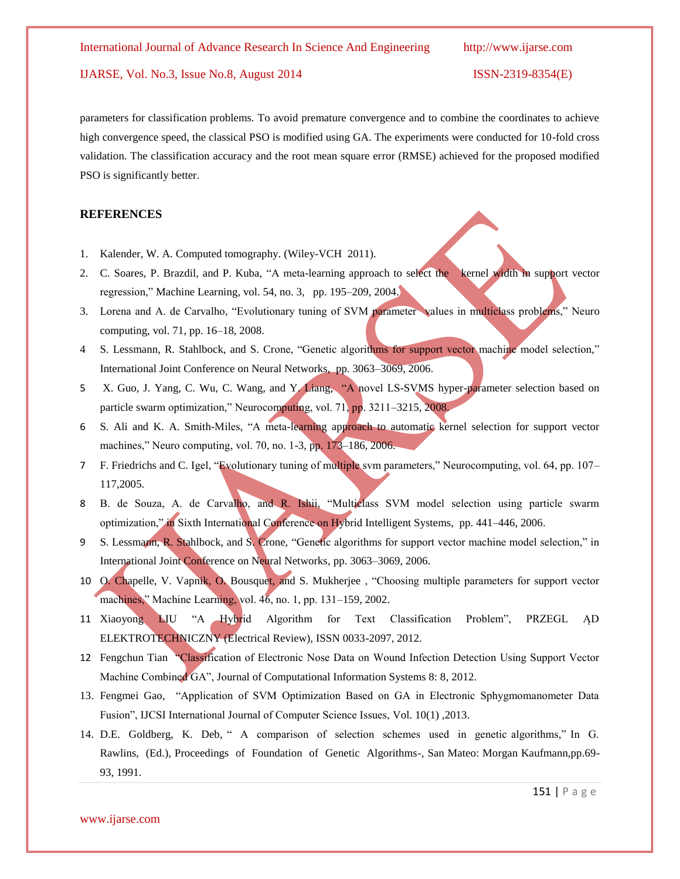parameters for classification problems. To avoid premature convergence and to combine the coordinates to achieve high convergence speed, the classical PSO is modified using GA. The experiments were conducted for 10-fold cross validation. The classification accuracy and the root mean square error (RMSE) achieved for the proposed modified PSO is significantly better.

## REFERENCES

1. Kalender, W. A. Computed tomography. (Wiley-VCH 2011).
2. C. Soares, P. Brazdil, and P. Kuba, "A meta-learning approach to select the kernel width in support vector regression," Machine Learning, vol. 54, no. 3, pp. 195–209, 2004.
3. Lorena and A. de Carvalho, "Evolutionary tuning of SVM parameter values in multiclass problems," Neuro computing, vol. 71, pp. 16–18, 2008.
4. S. Lessmann, R. Stahlbock, and S. Crone, "Genetic algorithms for support vector machine model selection," International Joint Conference on Neural Networks, pp. 3063–3069, 2006.
5. X. Guo, J. Yang, C. Wu, C. Wang, and Y. Liang, "A novel LS-SVMS hyper-parameter selection based on particle swarm optimization," Neurocomputing, vol. 71, pp. 3211–3215, 2008.
6. S. Ali and K. A. Smith-Miles, "A meta-learning approach to automatic kernel selection for support vector machines," Neuro computing, vol. 70, no. 1-3, pp. 173–186, 2006.
7. F. Friedrichs and C. Igel, "Evolutionary tuning of multiple svm parameters," Neurocomputing, vol. 64, pp. 107–117,2005.
8. B. de Souza, A. de Carvalho, and R. Ishii, "Multiclass SVM model selection using particle swarm optimization," in Sixth International Conference on Hybrid Intelligent Systems, pp. 441–446, 2006.
9. S. Lessmann, R. Stahlbock, and S. Crone, "Genetic algorithms for support vector machine model selection," in International Joint Conference on Neural Networks, pp. 3063–3069, 2006.
10. O. Chapelle, V. Vapnik, O. Bousquet, and S. Mukherjee , "Choosing multiple parameters for support vector machines," Machine Learning, vol. 46, no. 1, pp. 131–159, 2002.
11. Xiaoyong LIU "A Hybrid Algorithm for Text Classification Problem", PRZEGL ĄD ELEKTROTECHNICZNY (Electrical Review), ISSN 0033-2097, 2012.
12. Fengchun Tian "Classification of Electronic Nose Data on Wound Infection Detection Using Support Vector Machine Combined GA", Journal of Computational Information Systems 8: 8, 2012.
13. Fengmei Gao, "Application of SVM Optimization Based on GA in Electronic Sphygmomanometer Data Fusion", IJCSI International Journal of Computer Science Issues, Vol. 10(1) ,2013.
14. D.E. Goldberg, K. Deb, " A comparison of selection schemes used in genetic algorithms," In G. Rawlins, (Ed.), Proceedings of Foundation of Genetic Algorithms-, San Mateo: Morgan Kaufmann,pp.69-93, 1991.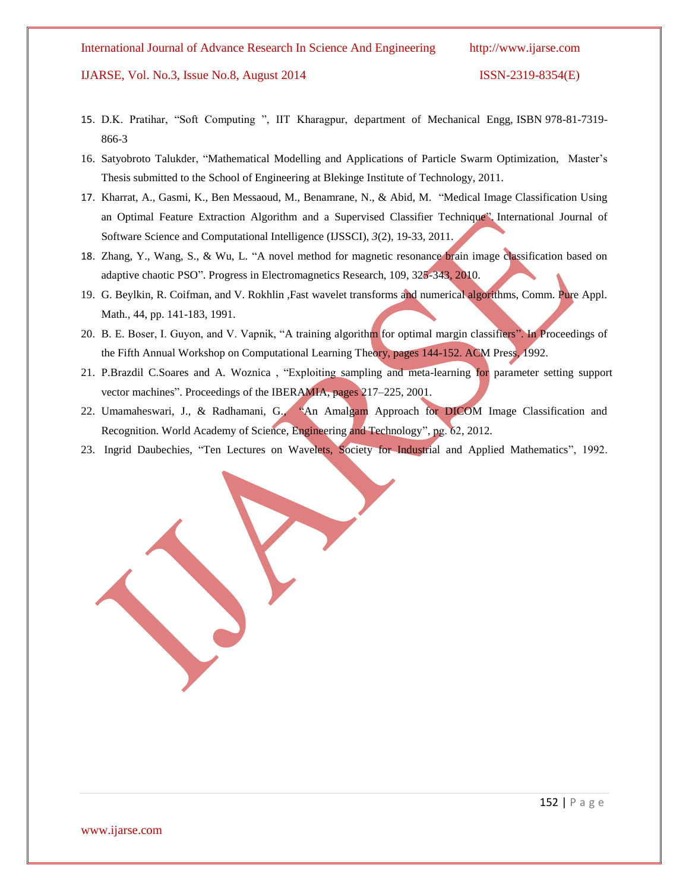15. D.K. Pratihar, "Soft Computing ", IIT Kharagpur, department of Mechanical Engg, ISBN 978-81-7319-866-3
16. Satyobroto Talukder, "Mathematical Modelling and Applications of Particle Swarm Optimization, Master's Thesis submitted to the School of Engineering at Blekinge Institute of Technology, 2011.
17. Kharrat, A., Gasmi, K., Ben Messaoud, M., Benamrane, N., & Abid, M. "Medical Image Classification Using an Optimal Feature Extraction Algorithm and a Supervised Classifier Technique", International Journal of Software Science and Computational Intelligence (IJSSCI), *3*(2), 19-33, 2011.
18. Zhang, Y., Wang, S., & Wu, L. "A novel method for magnetic resonance brain image classification based on adaptive chaotic PSO". Progress in Electromagnetics Research, 109, 325-343, 2010.
19. G. Beylkin, R. Coifman, and V. Rokhlin ,Fast wavelet transforms and numerical algorithms, Comm. Pure Appl. Math., 44, pp. 141-183, 1991.
20. B. E. Boser, I. Guyon, and V. Vapnik, "A training algorithm for optimal margin classifiers". In Proceedings of the Fifth Annual Workshop on Computational Learning Theory, pages 144-152. ACM Press, 1992.
21. P.Brazdil C.Soares and A. Woznica , "Exploiting sampling and meta-learning for parameter setting support vector machines". Proceedings of the IBERAMIA, pages 217–225, 2001.
22. Umamaheswari, J., & Radhamani, G., "An Amalgam Approach for DICOM Image Classification and Recognition. World Academy of Science, Engineering and Technology", pg. 62, 2012.
23. Ingrid Daubechies, "Ten Lectures on Wavelets, Society for Industrial and Applied Mathematics", 1992.